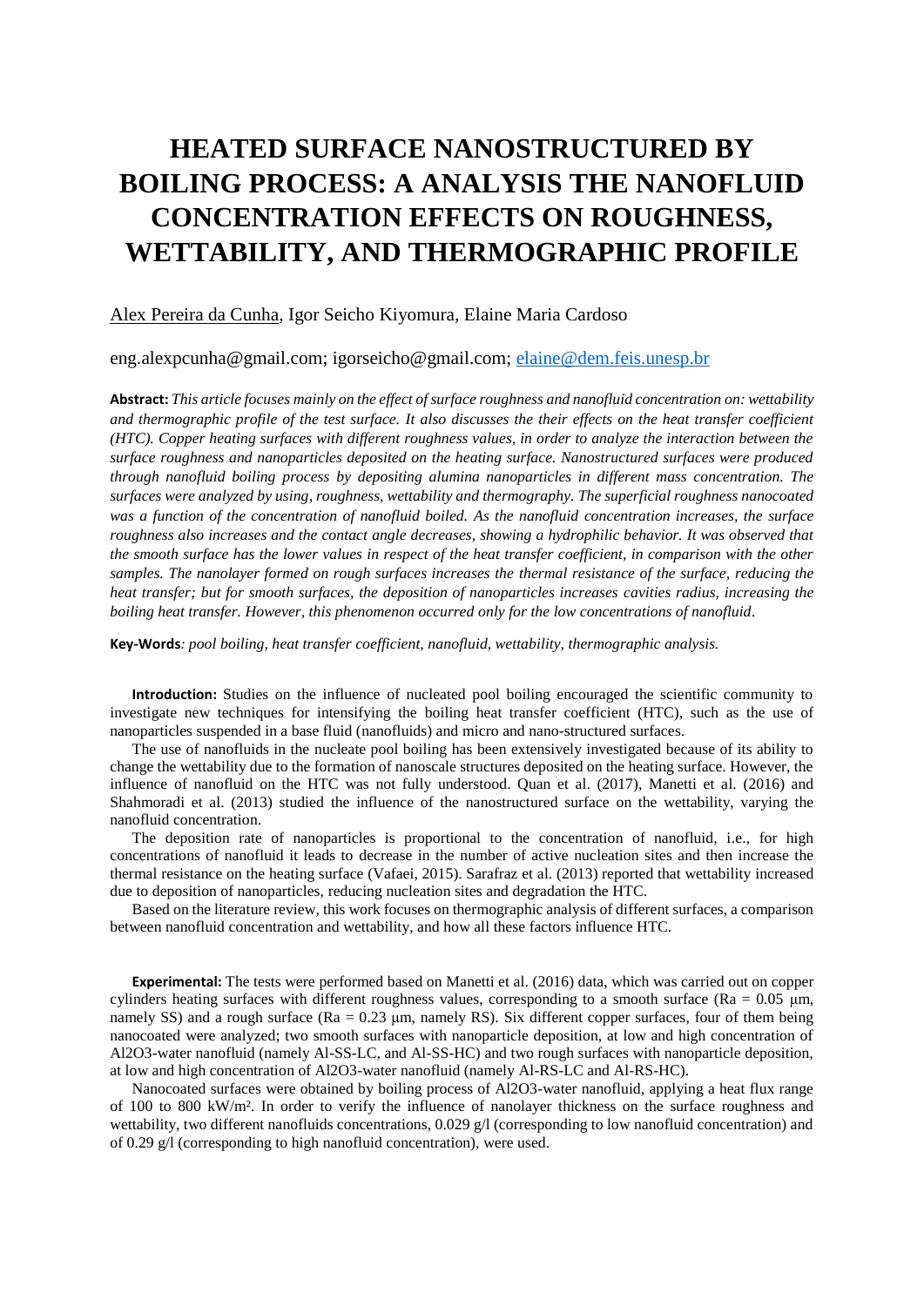# HEATED SURFACE NANOSTRUCTURED BY BOILING PROCESS: A ANALYSIS THE NANOFLUID CONCENTRATION EFFECTS ON ROUGHNESS, WETTABILITY, AND THERMOGRAPHIC PROFILE

Alex Pereira da Cunha, Igor Seicho Kiyomura, Elaine Maria Cardoso

eng.alexpcunha@gmail.com; igorseicho@gmail.com; elaine@dem.feis.unesp.br

**Abstract:** *This article focuses mainly on the effect of surface roughness and nanofluid concentration on: wettability and thermographic profile of the test surface. It also discusses the their effects on the heat transfer coefficient (HTC). Copper heating surfaces with different roughness values, in order to analyze the interaction between the surface roughness and nanoparticles deposited on the heating surface. Nanostructured surfaces were produced through nanofluid boiling process by depositing alumina nanoparticles in different mass concentration. The surfaces were analyzed by using, roughness, wettability and thermography. The superficial roughness nanocoated was a function of the concentration of nanofluid boiled. As the nanofluid concentration increases, the surface roughness also increases and the contact angle decreases, showing a hydrophilic behavior. It was observed that the smooth surface has the lower values in respect of the heat transfer coefficient, in comparison with the other samples. The nanolayer formed on rough surfaces increases the thermal resistance of the surface, reducing the heat transfer; but for smooth surfaces, the deposition of nanoparticles increases cavities radius, increasing the boiling heat transfer. However, this phenomenon occurred only for the low concentrations of nanofluid.*

**Key-Words***: pool boiling, heat transfer coefficient, nanofluid, wettability, thermographic analysis.*

**Introduction:** Studies on the influence of nucleated pool boiling encouraged the scientific community to investigate new techniques for intensifying the boiling heat transfer coefficient (HTC), such as the use of nanoparticles suspended in a base fluid (nanofluids) and micro and nano-structured surfaces.

The use of nanofluids in the nucleate pool boiling has been extensively investigated because of its ability to change the wettability due to the formation of nanoscale structures deposited on the heating surface. However, the influence of nanofluid on the HTC was not fully understood. Quan et al. (2017), Manetti et al. (2016) and Shahmoradi et al. (2013) studied the influence of the nanostructured surface on the wettability, varying the nanofluid concentration.

The deposition rate of nanoparticles is proportional to the concentration of nanofluid, i.e., for high concentrations of nanofluid it leads to decrease in the number of active nucleation sites and then increase the thermal resistance on the heating surface (Vafaei, 2015). Sarafraz et al. (2013) reported that wettability increased due to deposition of nanoparticles, reducing nucleation sites and degradation the HTC.

Based on the literature review, this work focuses on thermographic analysis of different surfaces, a comparison between nanofluid concentration and wettability, and how all these factors influence HTC.

**Experimental:** The tests were performed based on Manetti et al. (2016) data, which was carried out on copper cylinders heating surfaces with different roughness values, corresponding to a smooth surface ($Ra = 0.05$ μm, namely SS) and a rough surface ($Ra = 0.23$ μm, namely RS). Six different copper surfaces, four of them being nanocoated were analyzed; two smooth surfaces with nanoparticle deposition, at low and high concentration of $Al_2O_3$-water nanofluid (namely Al-SS-LC, and Al-SS-HC) and two rough surfaces with nanoparticle deposition, at low and high concentration of $Al_2O_3$-water nanofluid (namely Al-RS-LC and Al-RS-HC).

Nanocoated surfaces were obtained by boiling process of $Al_2O_3$-water nanofluid, applying a heat flux range of 100 to 800 kW/m². In order to verify the influence of nanolayer thickness on the surface roughness and wettability, two different nanofluids concentrations, 0.029 g/l (corresponding to low nanofluid concentration) and of 0.29 g/l (corresponding to high nanofluid concentration), were used.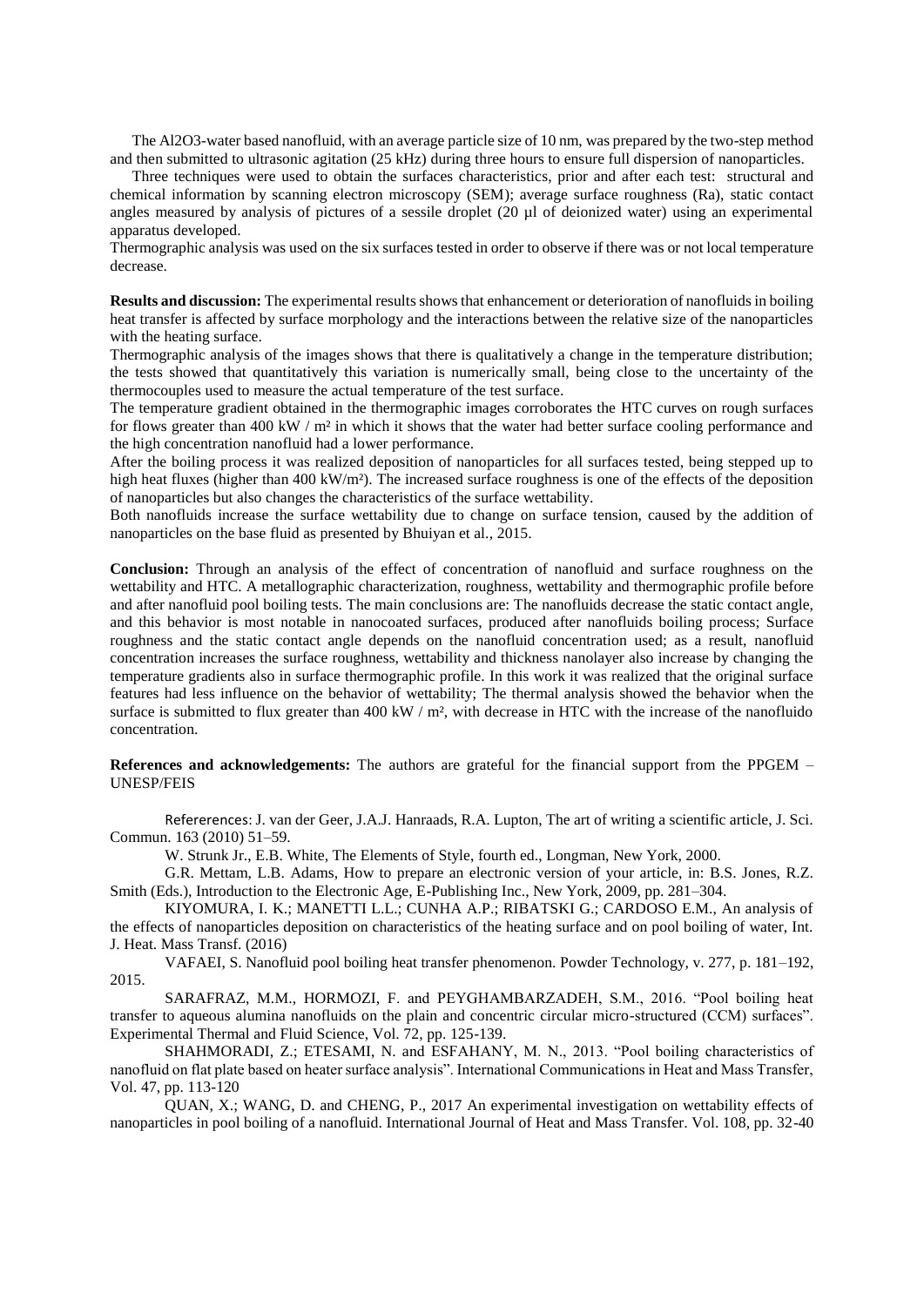The $Al_2O_3$-water based nanofluid, with an average particle size of 10 nm, was prepared by the two-step method and then submitted to ultrasonic agitation (25 kHz) during three hours to ensure full dispersion of nanoparticles.

Three techniques were used to obtain the surfaces characteristics, prior and after each test: structural and chemical information by scanning electron microscopy (SEM); average surface roughness (Ra), static contact angles measured by analysis of pictures of a sessile droplet (20 µl of deionized water) using an experimental apparatus developed.

Thermographic analysis was used on the six surfaces tested in order to observe if there was or not local temperature decrease.

**Results and discussion:** The experimental results shows that enhancement or deterioration of nanofluids in boiling heat transfer is affected by surface morphology and the interactions between the relative size of the nanoparticles with the heating surface.

Thermographic analysis of the images shows that there is qualitatively a change in the temperature distribution; the tests showed that quantitatively this variation is numerically small, being close to the uncertainty of the thermocouples used to measure the actual temperature of the test surface.

The temperature gradient obtained in the thermographic images corroborates the HTC curves on rough surfaces for flows greater than 400 kW / m² in which it shows that the water had better surface cooling performance and the high concentration nanofluid had a lower performance.

After the boiling process it was realized deposition of nanoparticles for all surfaces tested, being stepped up to high heat fluxes (higher than 400 kW/m²). The increased surface roughness is one of the effects of the deposition of nanoparticles but also changes the characteristics of the surface wettability.

Both nanofluids increase the surface wettability due to change on surface tension, caused by the addition of nanoparticles on the base fluid as presented by Bhuiyan et al., 2015.

**Conclusion:** Through an analysis of the effect of concentration of nanofluid and surface roughness on the wettability and HTC. A metallographic characterization, roughness, wettability and thermographic profile before and after nanofluid pool boiling tests. The main conclusions are: The nanofluids decrease the static contact angle, and this behavior is most notable in nanocoated surfaces, produced after nanofluids boiling process; Surface roughness and the static contact angle depends on the nanofluid concentration used; as a result, nanofluid concentration increases the surface roughness, wettability and thickness nanolayer also increase by changing the temperature gradients also in surface thermographic profile. In this work it was realized that the original surface features had less influence on the behavior of wettability; The thermal analysis showed the behavior when the surface is submitted to flux greater than 400 kW / m², with decrease in HTC with the increase of the nanofluido concentration.

**References and acknowledgements:** The authors are grateful for the financial support from the PPGEM – UNESP/FEIS

Refererences: J. van der Geer, J.A.J. Hanraads, R.A. Lupton, The art of writing a scientific article, J. Sci. Commun. 163 (2010) 51–59.

W. Strunk Jr., E.B. White, The Elements of Style, fourth ed., Longman, New York, 2000.

G.R. Mettam, L.B. Adams, How to prepare an electronic version of your article, in: B.S. Jones, R.Z. Smith (Eds.), Introduction to the Electronic Age, E-Publishing Inc., New York, 2009, pp. 281–304.

KIYOMURA, I. K.; MANETTI L.L.; CUNHA A.P.; RIBATSKI G.; CARDOSO E.M., An analysis of the effects of nanoparticles deposition on characteristics of the heating surface and on pool boiling of water, Int. J. Heat. Mass Transf. (2016)

VAFAEI, S. Nanofluid pool boiling heat transfer phenomenon. Powder Technology, v. 277, p. 181–192, 2015.

SARAFRAZ, M.M., HORMOZI, F. and PEYGHAMBARZADEH, S.M., 2016. "Pool boiling heat transfer to aqueous alumina nanofluids on the plain and concentric circular micro-structured (CCM) surfaces". Experimental Thermal and Fluid Science, Vol. 72, pp. 125-139.

SHAHMORADI, Z.; ETESAMI, N. and ESFAHANY, M. N., 2013. "Pool boiling characteristics of nanofluid on flat plate based on heater surface analysis". International Communications in Heat and Mass Transfer, Vol. 47, pp. 113-120

QUAN, X.; WANG, D. and CHENG, P., 2017 An experimental investigation on wettability effects of nanoparticles in pool boiling of a nanofluid. International Journal of Heat and Mass Transfer. Vol. 108, pp. 32-40